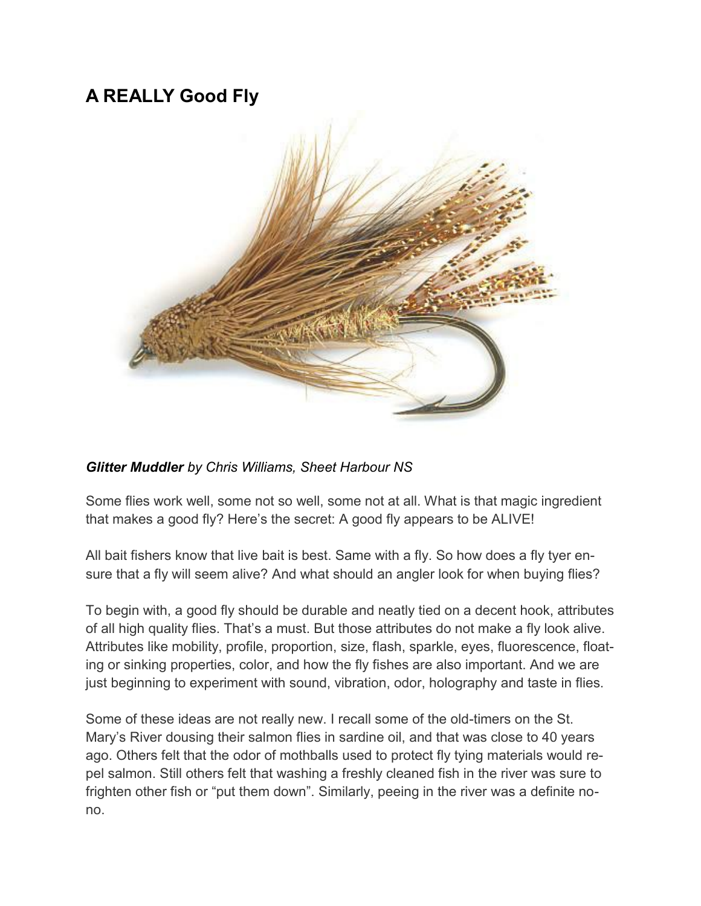## A REALLY Good Fly

***Glitter Muddler*** *by Chris Williams, Sheet Harbour NS*

Some flies work well, some not so well, some not at all. What is that magic ingredient that makes a good fly? Here's the secret: A good fly appears to be ALIVE!

All bait fishers know that live bait is best. Same with a fly. So how does a fly tyer ensure that a fly will seem alive? And what should an angler look for when buying flies?

To begin with, a good fly should be durable and neatly tied on a decent hook, attributes of all high quality flies. That's a must. But those attributes do not make a fly look alive. Attributes like mobility, profile, proportion, size, flash, sparkle, eyes, fluorescence, floating or sinking properties, color, and how the fly fishes are also important. And we are just beginning to experiment with sound, vibration, odor, holography and taste in flies.

Some of these ideas are not really new. I recall some of the old-timers on the St. Mary's River dousing their salmon flies in sardine oil, and that was close to 40 years ago. Others felt that the odor of mothballs used to protect fly tying materials would repel salmon. Still others felt that washing a freshly cleaned fish in the river was sure to frighten other fish or "put them down". Similarly, peeing in the river was a definite no-no.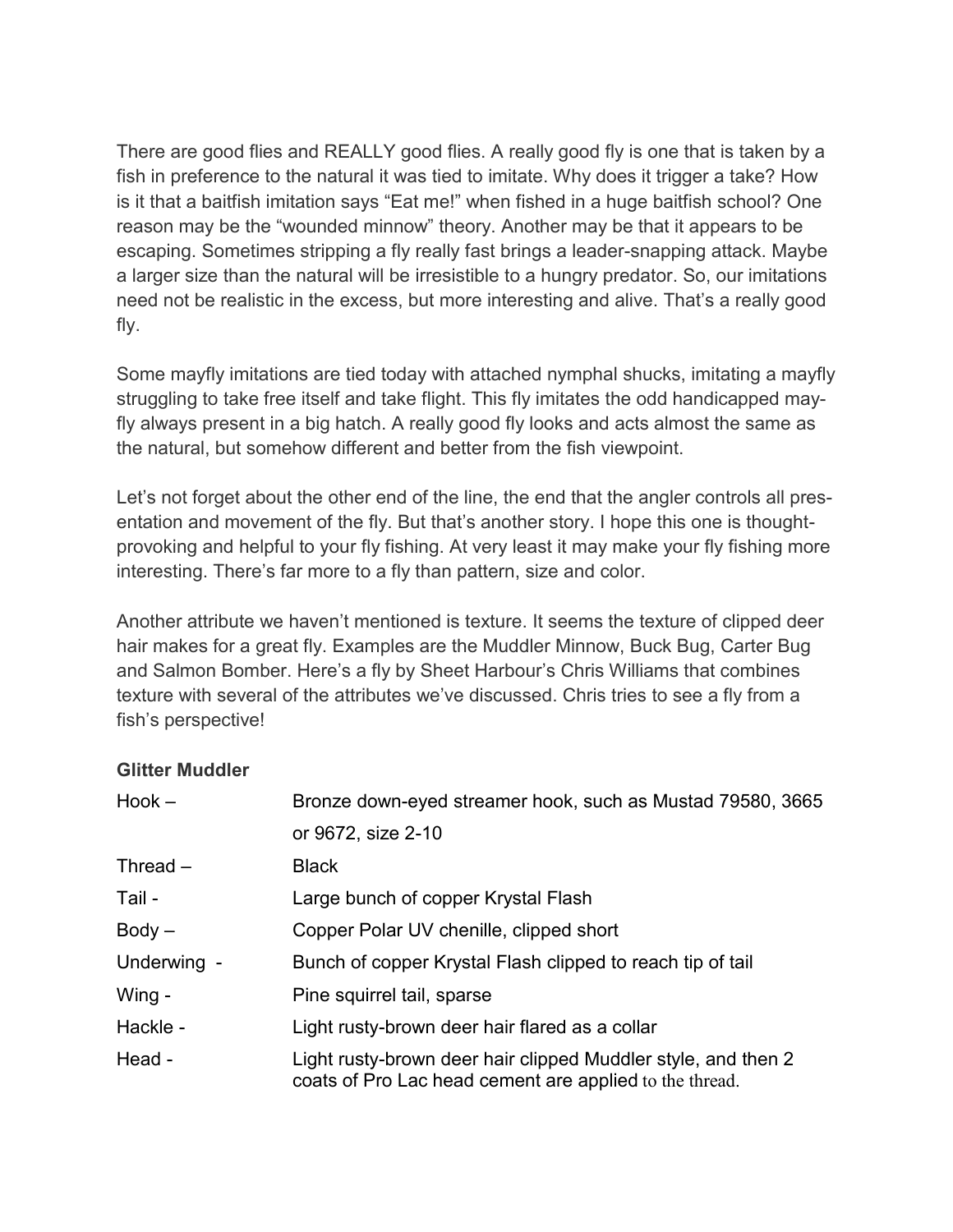There are good flies and REALLY good flies. A really good fly is one that is taken by a fish in preference to the natural it was tied to imitate. Why does it trigger a take? How is it that a baitfish imitation says "Eat me!" when fished in a huge baitfish school? One reason may be the "wounded minnow" theory. Another may be that it appears to be escaping. Sometimes stripping a fly really fast brings a leader-snapping attack. Maybe a larger size than the natural will be irresistible to a hungry predator. So, our imitations need not be realistic in the excess, but more interesting and alive. That's a really good fly.

Some mayfly imitations are tied today with attached nymphal shucks, imitating a mayfly struggling to take free itself and take flight. This fly imitates the odd handicapped mayfly always present in a big hatch. A really good fly looks and acts almost the same as the natural, but somehow different and better from the fish viewpoint.

Let's not forget about the other end of the line, the end that the angler controls all presentation and movement of the fly. But that's another story. I hope this one is thought-provoking and helpful to your fly fishing. At very least it may make your fly fishing more interesting. There's far more to a fly than pattern, size and color.

Another attribute we haven't mentioned is texture. It seems the texture of clipped deer hair makes for a great fly. Examples are the Muddler Minnow, Buck Bug, Carter Bug and Salmon Bomber. Here's a fly by Sheet Harbour's Chris Williams that combines texture with several of the attributes we've discussed. Chris tries to see a fly from a fish's perspective!

**Glitter Muddler**

| | |
|---|---|
| Hook – | Bronze down-eyed streamer hook, such as Mustad 79580, 3665 or 9672, size 2-10 |
| Thread – | Black |
| Tail - | Large bunch of copper Krystal Flash |
| Body – | Copper Polar UV chenille, clipped short |
| Underwing - | Bunch of copper Krystal Flash clipped to reach tip of tail |
| Wing - | Pine squirrel tail, sparse |
| Hackle - | Light rusty-brown deer hair flared as a collar |
| Head - | Light rusty-brown deer hair clipped Muddler style, and then 2 coats of Pro Lac head cement are applied to the thread. |